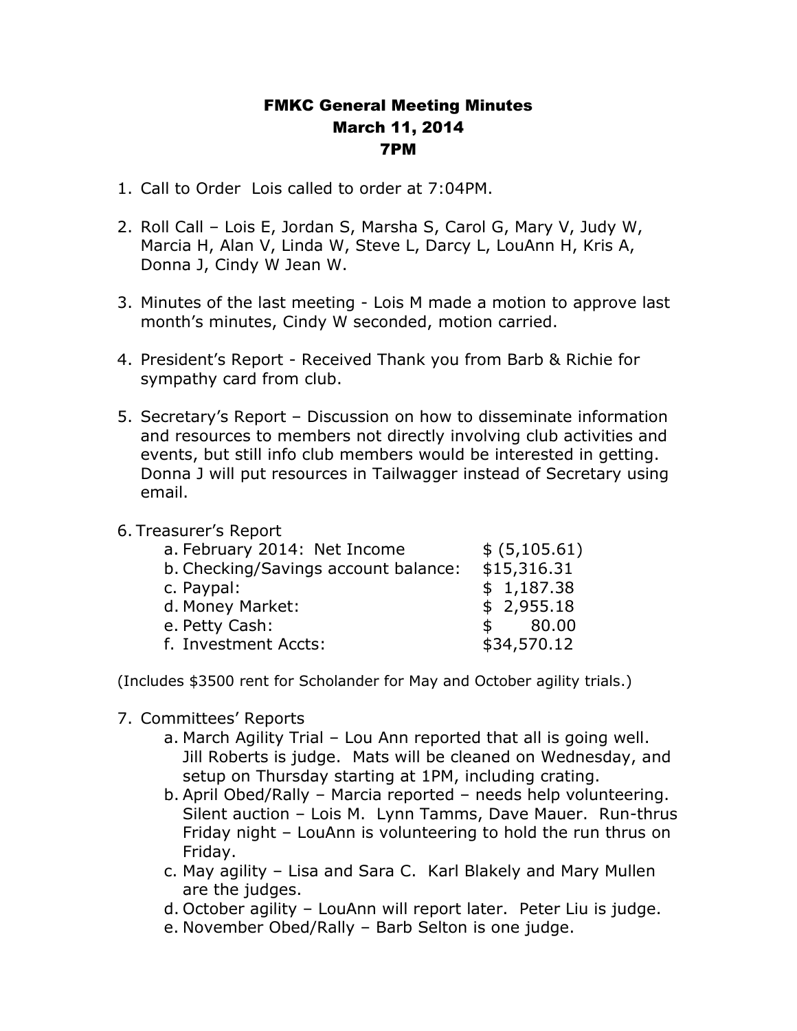# FMKC General Meeting Minutes
# March 11, 2014
# 7PM

1. Call to Order Lois called to order at 7:04PM.

2. Roll Call – Lois E, Jordan S, Marsha S, Carol G, Mary V, Judy W, Marcia H, Alan V, Linda W, Steve L, Darcy L, LouAnn H, Kris A, Donna J, Cindy W Jean W.

3. Minutes of the last meeting - Lois M made a motion to approve last month's minutes, Cindy W seconded, motion carried.

4. President's Report - Received Thank you from Barb & Richie for sympathy card from club.

5. Secretary's Report – Discussion on how to disseminate information and resources to members not directly involving club activities and events, but still info club members would be interested in getting. Donna J will put resources in Tailwagger instead of Secretary using email.

6. Treasurer's Report

| | |
|---|---|
| a. February 2014: Net Income | $ (5,105.61) |
| b. Checking/Savings account balance: | $15,316.31 |
| c. Paypal: | $ 1,187.38 |
| d. Money Market: | $ 2,955.18 |
| e. Petty Cash: | $ 80.00 |
| f. Investment Accts: | $34,570.12 |

(Includes $3500 rent for Scholander for May and October agility trials.)

7. Committees' Reports
   a. March Agility Trial – Lou Ann reported that all is going well. Jill Roberts is judge. Mats will be cleaned on Wednesday, and setup on Thursday starting at 1PM, including crating.
   b. April Obed/Rally – Marcia reported – needs help volunteering. Silent auction – Lois M. Lynn Tamms, Dave Mauer. Run-thrus Friday night – LouAnn is volunteering to hold the run thrus on Friday.
   c. May agility – Lisa and Sara C. Karl Blakely and Mary Mullen are the judges.
   d. October agility – LouAnn will report later. Peter Liu is judge.
   e. November Obed/Rally – Barb Selton is one judge.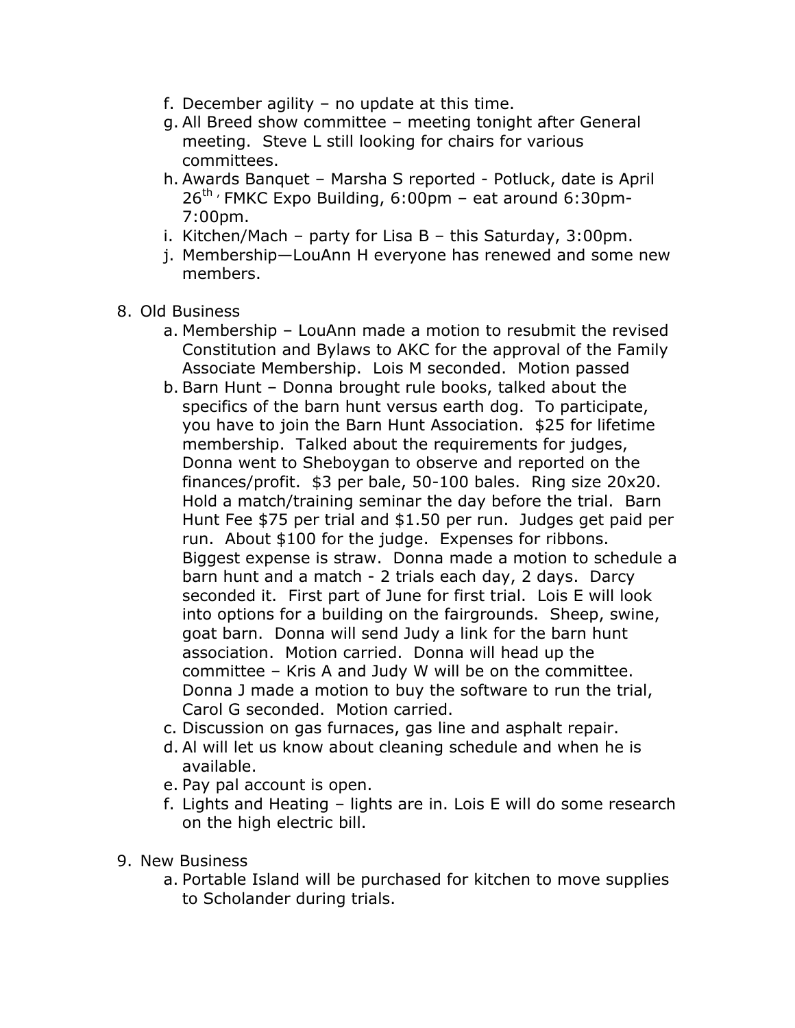f. December agility – no update at this time.
g. All Breed show committee – meeting tonight after General meeting. Steve L still looking for chairs for various committees.
h. Awards Banquet – Marsha S reported - Potluck, date is April 26th, FMKC Expo Building, 6:00pm – eat around 6:30pm-7:00pm.
i. Kitchen/Mach – party for Lisa B – this Saturday, 3:00pm.
j. Membership—LouAnn H everyone has renewed and some new members.

8. Old Business
    a. Membership – LouAnn made a motion to resubmit the revised Constitution and Bylaws to AKC for the approval of the Family Associate Membership. Lois M seconded. Motion passed
    b. Barn Hunt – Donna brought rule books, talked about the specifics of the barn hunt versus earth dog. To participate, you have to join the Barn Hunt Association. $25 for lifetime membership. Talked about the requirements for judges, Donna went to Sheboygan to observe and reported on the finances/profit. $3 per bale, 50-100 bales. Ring size 20x20. Hold a match/training seminar the day before the trial. Barn Hunt Fee $75 per trial and $1.50 per run. Judges get paid per run. About $100 for the judge. Expenses for ribbons. Biggest expense is straw. Donna made a motion to schedule a barn hunt and a match - 2 trials each day, 2 days. Darcy seconded it. First part of June for first trial. Lois E will look into options for a building on the fairgrounds. Sheep, swine, goat barn. Donna will send Judy a link for the barn hunt association. Motion carried. Donna will head up the committee – Kris A and Judy W will be on the committee. Donna J made a motion to buy the software to run the trial, Carol G seconded. Motion carried.
    c. Discussion on gas furnaces, gas line and asphalt repair.
    d. Al will let us know about cleaning schedule and when he is available.
    e. Pay pal account is open.
    f. Lights and Heating – lights are in. Lois E will do some research on the high electric bill.

9. New Business
    a. Portable Island will be purchased for kitchen to move supplies to Scholander during trials.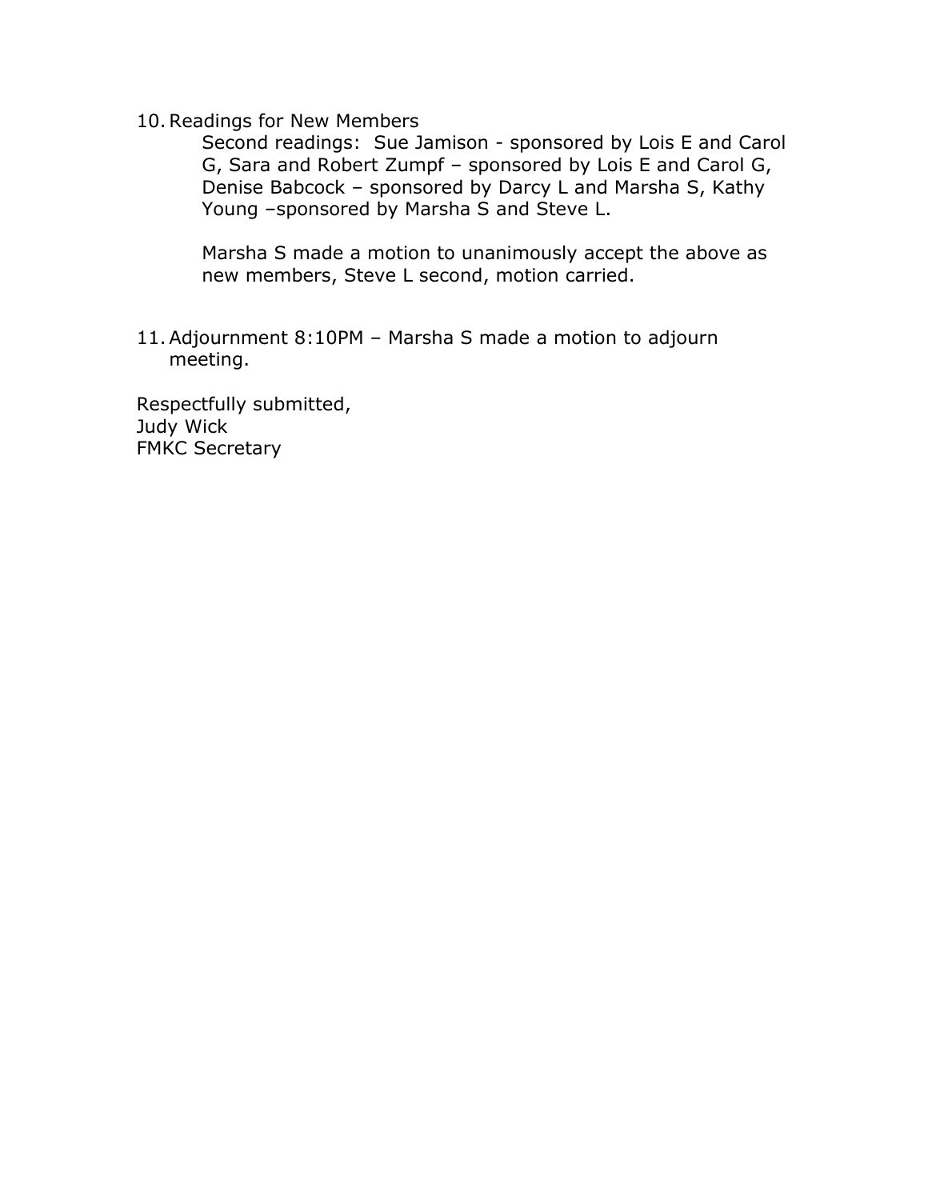10. Readings for New Members

    Second readings: Sue Jamison - sponsored by Lois E and Carol G, Sara and Robert Zumpf – sponsored by Lois E and Carol G, Denise Babcock – sponsored by Darcy L and Marsha S, Kathy Young –sponsored by Marsha S and Steve L.

    Marsha S made a motion to unanimously accept the above as new members, Steve L second, motion carried.

11. Adjournment 8:10PM – Marsha S made a motion to adjourn meeting.

Respectfully submitted,
Judy Wick
FMKC Secretary